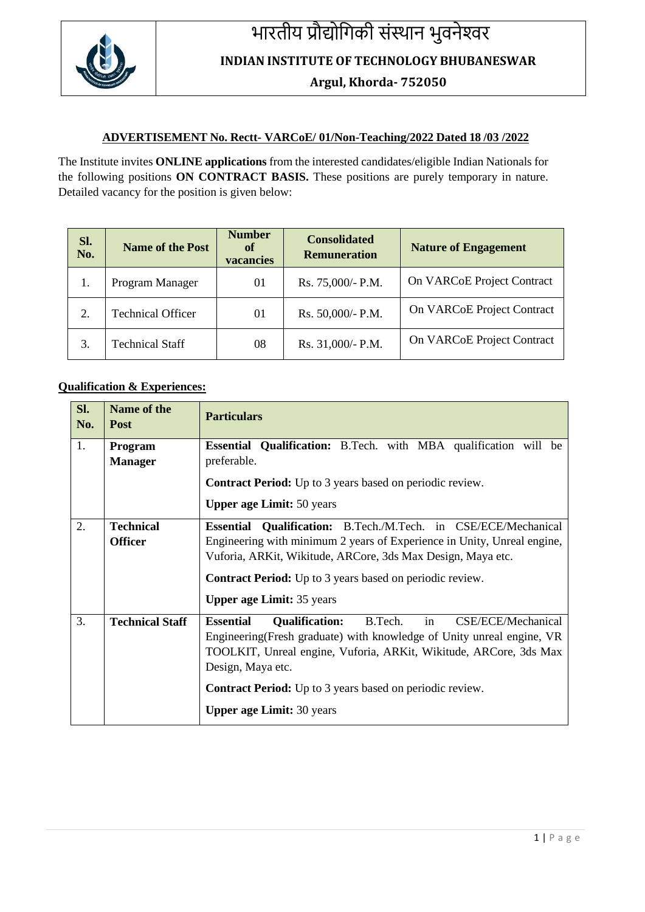# भारतीय प्रौद्योगिकी संस्थान भुवनेश्वर

## INDIAN INSTITUTE OF TECHNOLOGY BHUBANESWAR

### Argul, Khorda- 752050

**ADVERTISEMENT No. Rectt- VARCoE/ 01/Non-Teaching/2022 Dated 18 /03 /2022**

The Institute invites **ONLINE applications** from the interested candidates/eligible Indian Nationals for the following positions **ON CONTRACT BASIS.** These positions are purely temporary in nature. Detailed vacancy for the position is given below:

| Sl. No. | Name of the Post | Number of vacancies | Consolidated Remuneration | Nature of Engagement |
|---|---|---|---|---|
| 1. | Program Manager | 01 | Rs. 75,000/- P.M. | On VARCoE Project Contract |
| 2. | Technical Officer | 01 | Rs. 50,000/- P.M. | On VARCoE Project Contract |
| 3. | Technical Staff | 08 | Rs. 31,000/- P.M. | On VARCoE Project Contract |

**Qualification & Experiences:**

| Sl. No. | Name of the Post | Particulars |
|---|---|---|
| 1. | **Program Manager** | **Essential Qualification:** B.Tech. with MBA qualification will be preferable.<br>**Contract Period:** Up to 3 years based on periodic review.<br>**Upper age Limit:** 50 years |
| 2. | **Technical Officer** | **Essential Qualification:** B.Tech./M.Tech. in CSE/ECE/Mechanical Engineering with minimum 2 years of Experience in Unity, Unreal engine, Vuforia, ARKit, Wikitude, ARCore, 3ds Max Design, Maya etc.<br>**Contract Period:** Up to 3 years based on periodic review.<br>**Upper age Limit:** 35 years |
| 3. | **Technical Staff** | **Essential Qualification:** B.Tech. in CSE/ECE/Mechanical Engineering(Fresh graduate) with knowledge of Unity unreal engine, VR TOOLKIT, Unreal engine, Vuforia, ARKit, Wikitude, ARCore, 3ds Max Design, Maya etc.<br>**Contract Period:** Up to 3 years based on periodic review.<br>**Upper age Limit:** 30 years |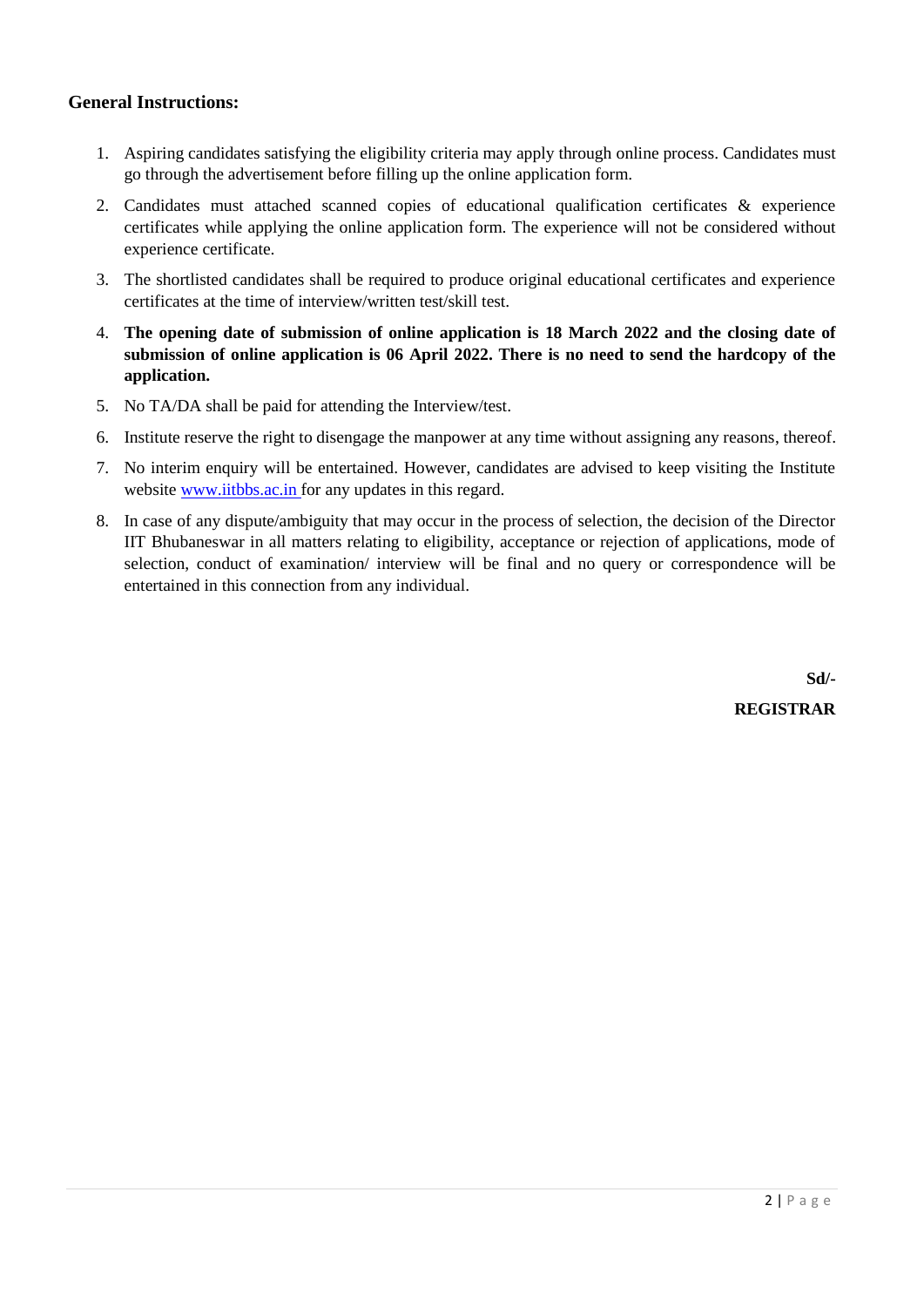## General Instructions:

1. Aspiring candidates satisfying the eligibility criteria may apply through online process. Candidates must go through the advertisement before filling up the online application form.
2. Candidates must attached scanned copies of educational qualification certificates & experience certificates while applying the online application form. The experience will not be considered without experience certificate.
3. The shortlisted candidates shall be required to produce original educational certificates and experience certificates at the time of interview/written test/skill test.
4. **The opening date of submission of online application is 18 March 2022 and the closing date of submission of online application is 06 April 2022. There is no need to send the hardcopy of the application.**
5. No TA/DA shall be paid for attending the Interview/test.
6. Institute reserve the right to disengage the manpower at any time without assigning any reasons, thereof.
7. No interim enquiry will be entertained. However, candidates are advised to keep visiting the Institute website [www.iitbbs.ac.in](http://www.iitbbs.ac.in) for any updates in this regard.
8. In case of any dispute/ambiguity that may occur in the process of selection, the decision of the Director IIT Bhubaneswar in all matters relating to eligibility, acceptance or rejection of applications, mode of selection, conduct of examination/ interview will be final and no query or correspondence will be entertained in this connection from any individual.

**Sd/-**

**REGISTRAR**